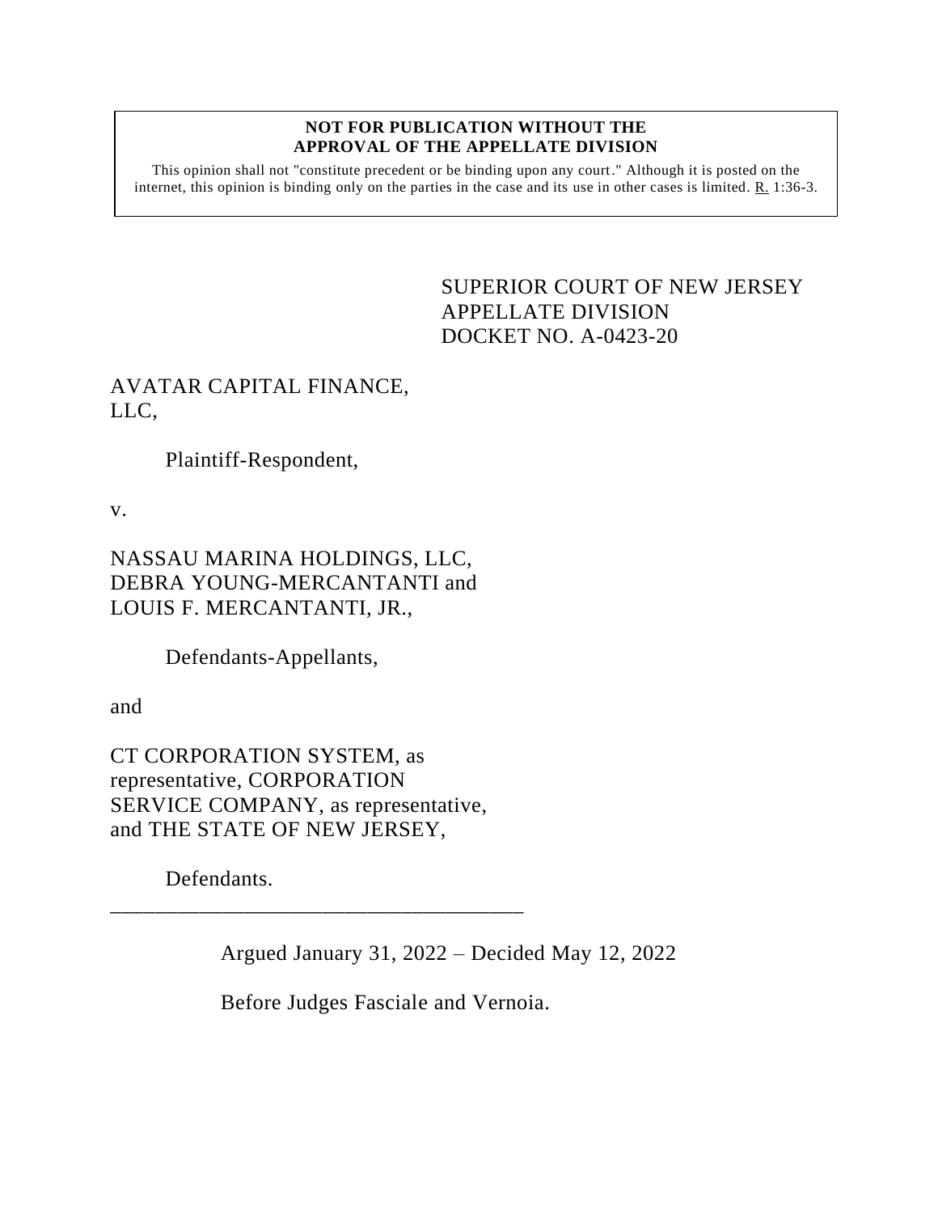**NOT FOR PUBLICATION WITHOUT THE APPROVAL OF THE APPELLATE DIVISION**

This opinion shall not "constitute precedent or be binding upon any court." Although it is posted on the internet, this opinion is binding only on the parties in the case and its use in other cases is limited. R. 1:36-3.

SUPERIOR COURT OF NEW JERSEY
APPELLATE DIVISION
DOCKET NO. A-0423-20

AVATAR CAPITAL FINANCE, LLC,

Plaintiff-Respondent,

v.

NASSAU MARINA HOLDINGS, LLC, DEBRA YOUNG-MERCANTANTI and LOUIS F. MERCANTANTI, JR.,

Defendants-Appellants,

and

CT CORPORATION SYSTEM, as representative, CORPORATION SERVICE COMPANY, as representative, and THE STATE OF NEW JERSEY,

Defendants.

_______________________________________

Argued January 31, 2022 – Decided May 12, 2022

Before Judges Fasciale and Vernoia.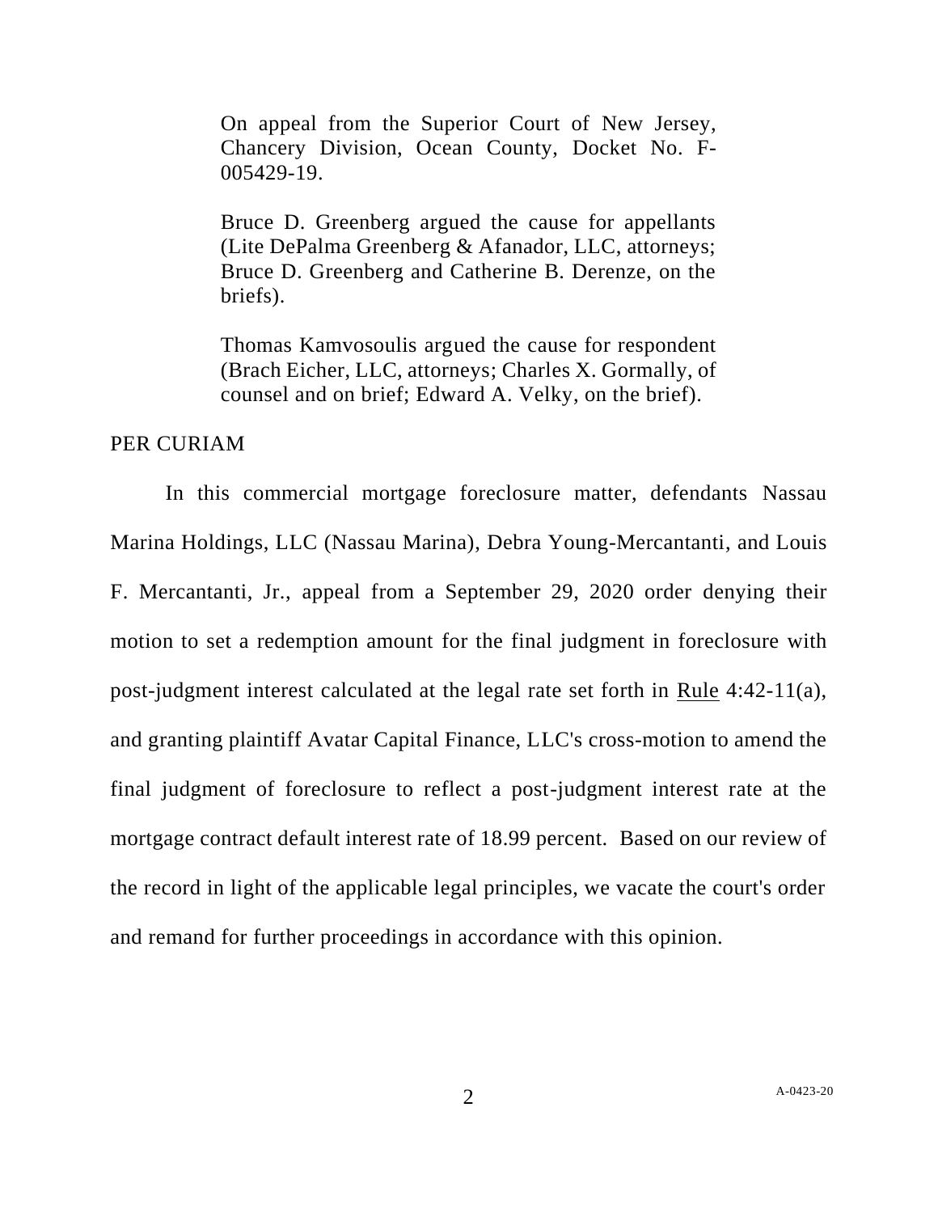On appeal from the Superior Court of New Jersey, Chancery Division, Ocean County, Docket No. F-005429-19.

Bruce D. Greenberg argued the cause for appellants (Lite DePalma Greenberg & Afanador, LLC, attorneys; Bruce D. Greenberg and Catherine B. Derenze, on the briefs).

Thomas Kamvosoulis argued the cause for respondent (Brach Eicher, LLC, attorneys; Charles X. Gormally, of counsel and on brief; Edward A. Velky, on the brief).

PER CURIAM

In this commercial mortgage foreclosure matter, defendants Nassau Marina Holdings, LLC (Nassau Marina), Debra Young-Mercantanti, and Louis F. Mercantanti, Jr., appeal from a September 29, 2020 order denying their motion to set a redemption amount for the final judgment in foreclosure with post-judgment interest calculated at the legal rate set forth in Rule 4:42-11(a), and granting plaintiff Avatar Capital Finance, LLC's cross-motion to amend the final judgment of foreclosure to reflect a post-judgment interest rate at the mortgage contract default interest rate of 18.99 percent. Based on our review of the record in light of the applicable legal principles, we vacate the court's order and remand for further proceedings in accordance with this opinion.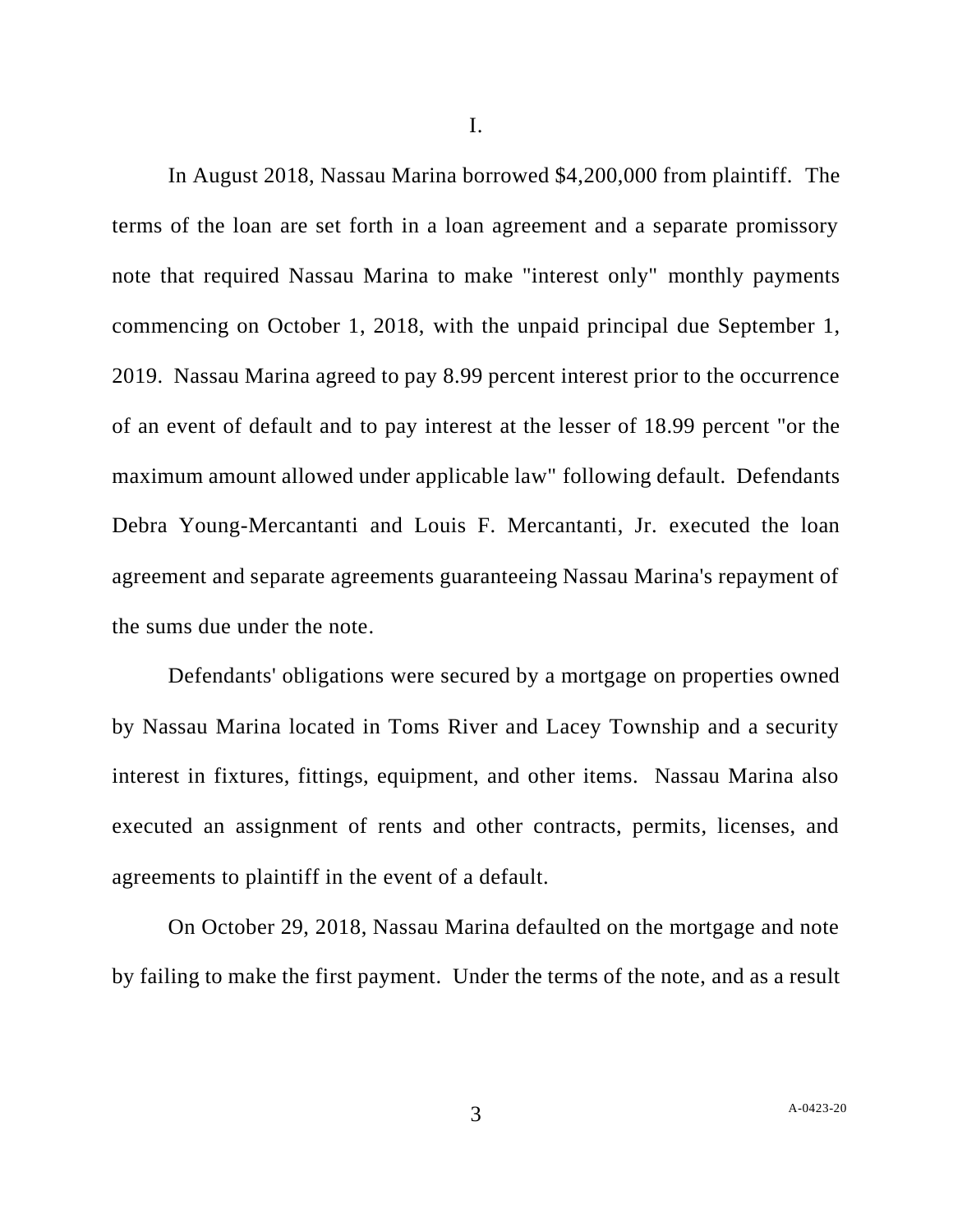I.

In August 2018, Nassau Marina borrowed $4,200,000 from plaintiff. The terms of the loan are set forth in a loan agreement and a separate promissory note that required Nassau Marina to make "interest only" monthly payments commencing on October 1, 2018, with the unpaid principal due September 1, 2019. Nassau Marina agreed to pay 8.99 percent interest prior to the occurrence of an event of default and to pay interest at the lesser of 18.99 percent "or the maximum amount allowed under applicable law" following default. Defendants Debra Young-Mercantanti and Louis F. Mercantanti, Jr. executed the loan agreement and separate agreements guaranteeing Nassau Marina's repayment of the sums due under the note.

Defendants' obligations were secured by a mortgage on properties owned by Nassau Marina located in Toms River and Lacey Township and a security interest in fixtures, fittings, equipment, and other items. Nassau Marina also executed an assignment of rents and other contracts, permits, licenses, and agreements to plaintiff in the event of a default.

On October 29, 2018, Nassau Marina defaulted on the mortgage and note by failing to make the first payment. Under the terms of the note, and as a result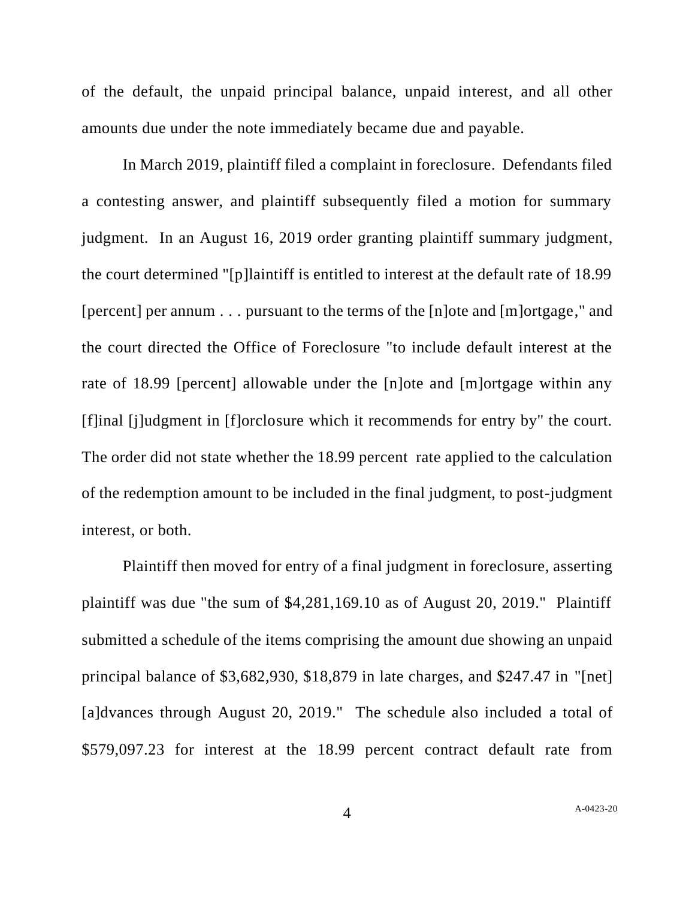of the default, the unpaid principal balance, unpaid interest, and all other amounts due under the note immediately became due and payable.

In March 2019, plaintiff filed a complaint in foreclosure. Defendants filed a contesting answer, and plaintiff subsequently filed a motion for summary judgment. In an August 16, 2019 order granting plaintiff summary judgment, the court determined "[p]laintiff is entitled to interest at the default rate of 18.99 [percent] per annum . . . pursuant to the terms of the [n]ote and [m]ortgage," and the court directed the Office of Foreclosure "to include default interest at the rate of 18.99 [percent] allowable under the [n]ote and [m]ortgage within any [f]inal [j]udgment in [f]orclosure which it recommends for entry by" the court. The order did not state whether the 18.99 percent rate applied to the calculation of the redemption amount to be included in the final judgment, to post-judgment interest, or both.

Plaintiff then moved for entry of a final judgment in foreclosure, asserting plaintiff was due "the sum of $4,281,169.10 as of August 20, 2019." Plaintiff submitted a schedule of the items comprising the amount due showing an unpaid principal balance of $3,682,930, $18,879 in late charges, and $247.47 in "[net] [a]dvances through August 20, 2019." The schedule also included a total of $579,097.23 for interest at the 18.99 percent contract default rate from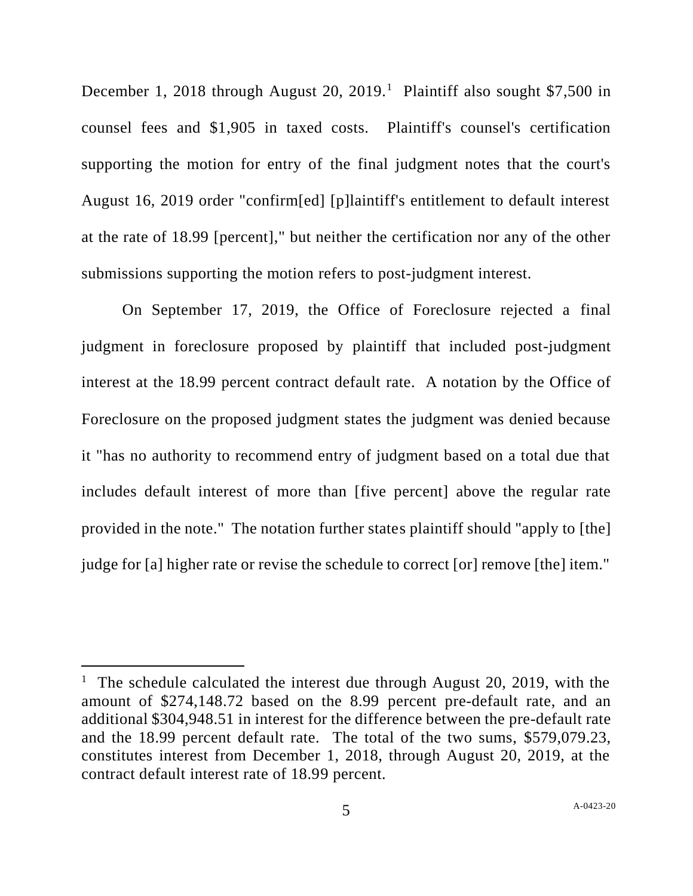December 1, 2018 through August 20, 2019.[1] Plaintiff also sought $7,500 in counsel fees and $1,905 in taxed costs. Plaintiff's counsel's certification supporting the motion for entry of the final judgment notes that the court's August 16, 2019 order "confirm[ed] [p]laintiff's entitlement to default interest at the rate of 18.99 [percent]," but neither the certification nor any of the other submissions supporting the motion refers to post-judgment interest.

On September 17, 2019, the Office of Foreclosure rejected a final judgment in foreclosure proposed by plaintiff that included post-judgment interest at the 18.99 percent contract default rate. A notation by the Office of Foreclosure on the proposed judgment states the judgment was denied because it "has no authority to recommend entry of judgment based on a total due that includes default interest of more than [five percent] above the regular rate provided in the note." The notation further states plaintiff should "apply to [the] judge for [a] higher rate or revise the schedule to correct [or] remove [the] item."

---

[1] The schedule calculated the interest due through August 20, 2019, with the amount of $274,148.72 based on the 8.99 percent pre-default rate, and an additional $304,948.51 in interest for the difference between the pre-default rate and the 18.99 percent default rate. The total of the two sums, $579,079.23, constitutes interest from December 1, 2018, through August 20, 2019, at the contract default interest rate of 18.99 percent.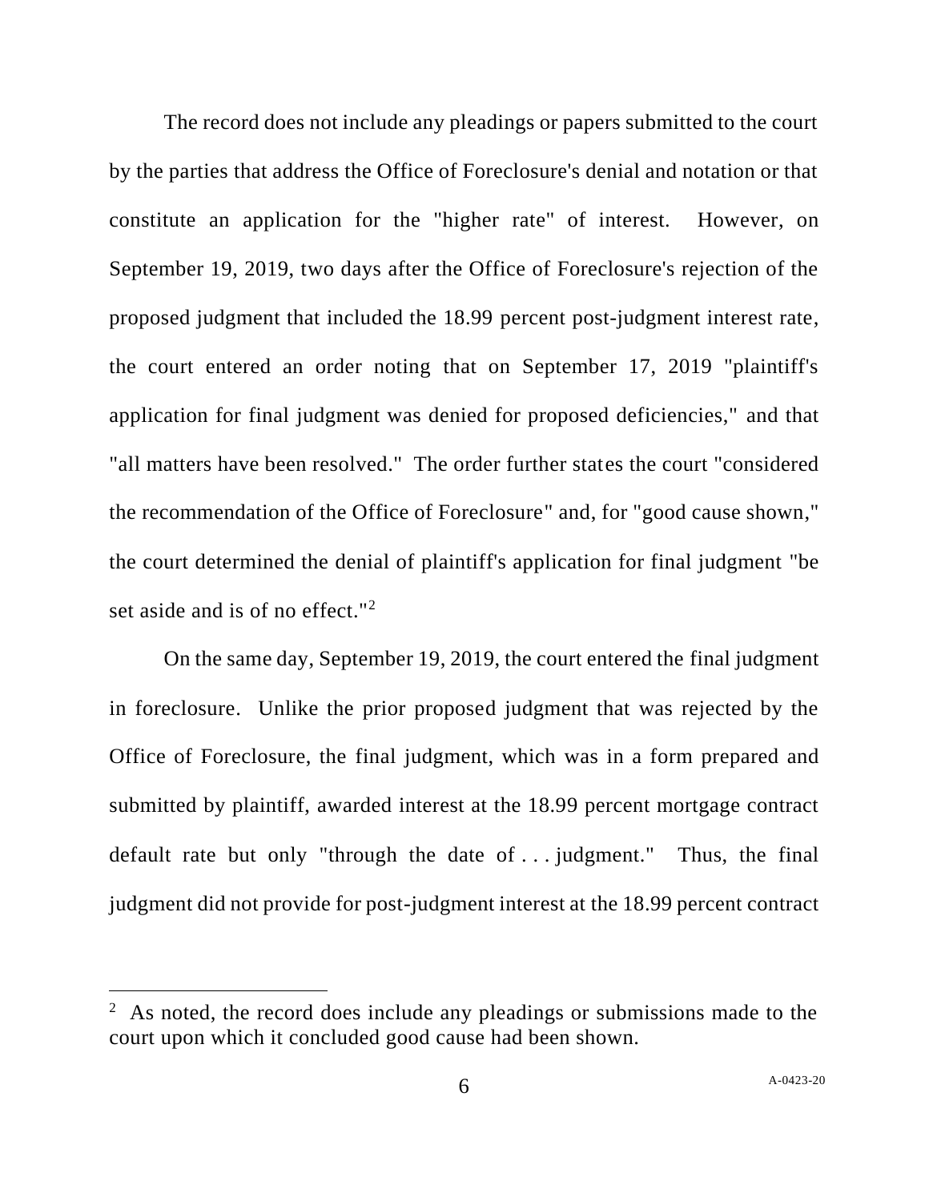The record does not include any pleadings or papers submitted to the court by the parties that address the Office of Foreclosure's denial and notation or that constitute an application for the "higher rate" of interest. However, on September 19, 2019, two days after the Office of Foreclosure's rejection of the proposed judgment that included the 18.99 percent post-judgment interest rate, the court entered an order noting that on September 17, 2019 "plaintiff's application for final judgment was denied for proposed deficiencies," and that "all matters have been resolved." The order further states the court "considered the recommendation of the Office of Foreclosure" and, for "good cause shown," the court determined the denial of plaintiff's application for final judgment "be set aside and is of no effect."[2]

On the same day, September 19, 2019, the court entered the final judgment in foreclosure. Unlike the prior proposed judgment that was rejected by the Office of Foreclosure, the final judgment, which was in a form prepared and submitted by plaintiff, awarded interest at the 18.99 percent mortgage contract default rate but only "through the date of . . . judgment." Thus, the final judgment did not provide for post-judgment interest at the 18.99 percent contract

---

[2] As noted, the record does include any pleadings or submissions made to the court upon which it concluded good cause had been shown.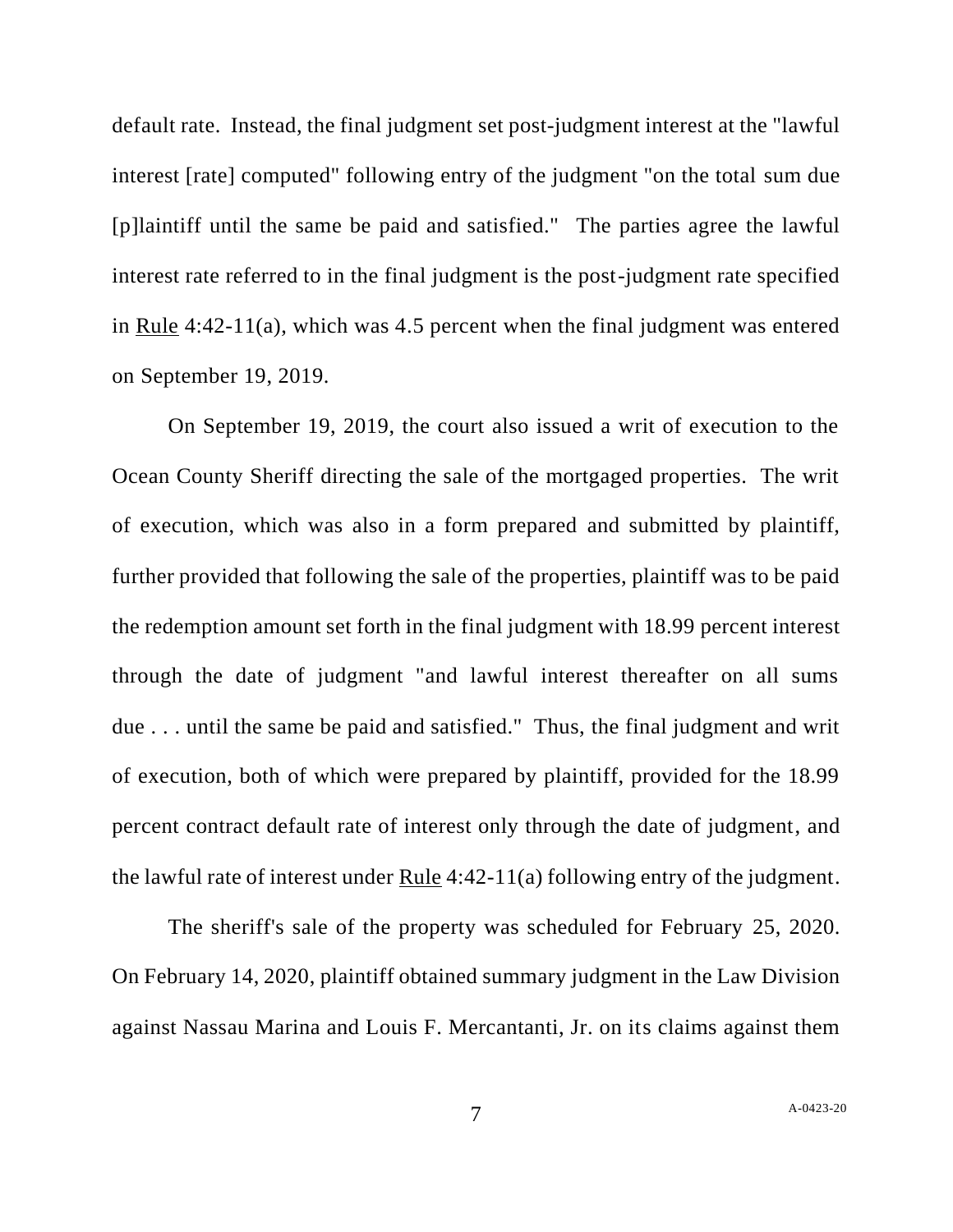default rate. Instead, the final judgment set post-judgment interest at the "lawful interest [rate] computed" following entry of the judgment "on the total sum due [p]laintiff until the same be paid and satisfied." The parties agree the lawful interest rate referred to in the final judgment is the post-judgment rate specified in Rule 4:42-11(a), which was 4.5 percent when the final judgment was entered on September 19, 2019.

On September 19, 2019, the court also issued a writ of execution to the Ocean County Sheriff directing the sale of the mortgaged properties. The writ of execution, which was also in a form prepared and submitted by plaintiff, further provided that following the sale of the properties, plaintiff was to be paid the redemption amount set forth in the final judgment with 18.99 percent interest through the date of judgment "and lawful interest thereafter on all sums due . . . until the same be paid and satisfied." Thus, the final judgment and writ of execution, both of which were prepared by plaintiff, provided for the 18.99 percent contract default rate of interest only through the date of judgment, and the lawful rate of interest under Rule 4:42-11(a) following entry of the judgment.

The sheriff's sale of the property was scheduled for February 25, 2020. On February 14, 2020, plaintiff obtained summary judgment in the Law Division against Nassau Marina and Louis F. Mercantanti, Jr. on its claims against them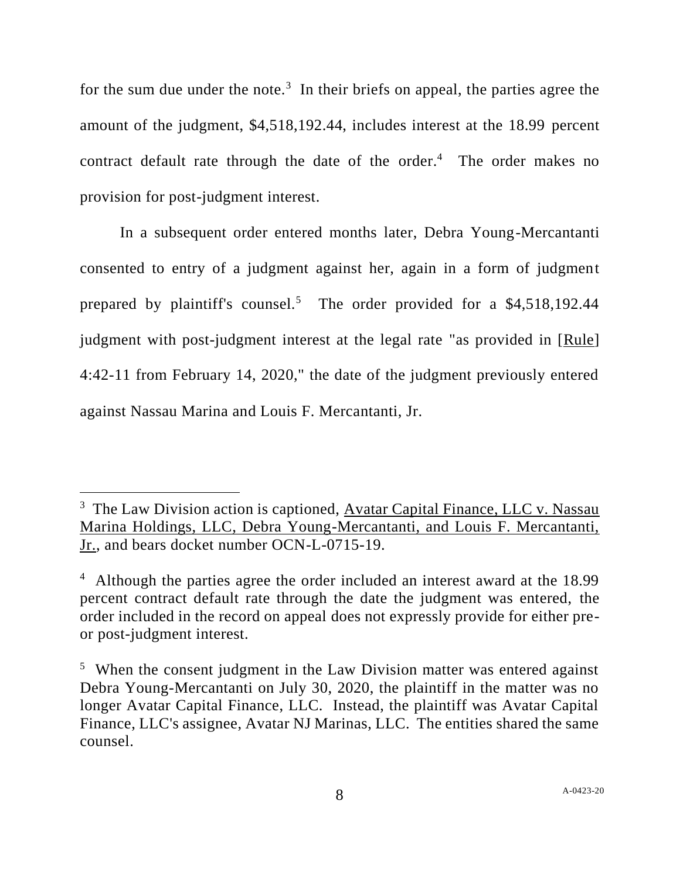for the sum due under the note.[3] In their briefs on appeal, the parties agree the amount of the judgment, $4,518,192.44, includes interest at the 18.99 percent contract default rate through the date of the order.[4] The order makes no provision for post-judgment interest.

In a subsequent order entered months later, Debra Young-Mercantanti consented to entry of a judgment against her, again in a form of judgment prepared by plaintiff's counsel.[5] The order provided for a $4,518,192.44 judgment with post-judgment interest at the legal rate "as provided in [Rule] 4:42-11 from February 14, 2020," the date of the judgment previously entered against Nassau Marina and Louis F. Mercantanti, Jr.

---

[3] The Law Division action is captioned, Avatar Capital Finance, LLC v. Nassau Marina Holdings, LLC, Debra Young-Mercantanti, and Louis F. Mercantanti, Jr., and bears docket number OCN-L-0715-19.

[4] Although the parties agree the order included an interest award at the 18.99 percent contract default rate through the date the judgment was entered, the order included in the record on appeal does not expressly provide for either pre- or post-judgment interest.

[5] When the consent judgment in the Law Division matter was entered against Debra Young-Mercantanti on July 30, 2020, the plaintiff in the matter was no longer Avatar Capital Finance, LLC. Instead, the plaintiff was Avatar Capital Finance, LLC's assignee, Avatar NJ Marinas, LLC. The entities shared the same counsel.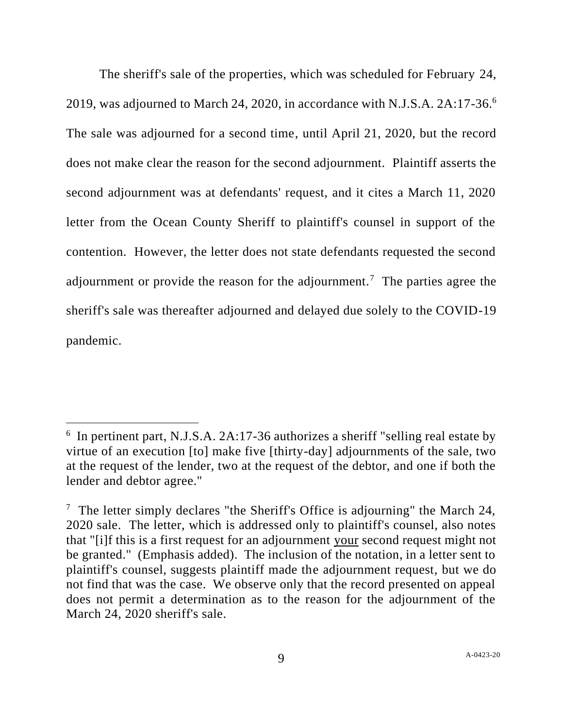The sheriff's sale of the properties, which was scheduled for February 24, 2019, was adjourned to March 24, 2020, in accordance with N.J.S.A. 2A:17-36.[6] The sale was adjourned for a second time, until April 21, 2020, but the record does not make clear the reason for the second adjournment. Plaintiff asserts the second adjournment was at defendants' request, and it cites a March 11, 2020 letter from the Ocean County Sheriff to plaintiff's counsel in support of the contention. However, the letter does not state defendants requested the second adjournment or provide the reason for the adjournment.[7] The parties agree the sheriff's sale was thereafter adjourned and delayed due solely to the COVID-19 pandemic.

---

[6] In pertinent part, N.J.S.A. 2A:17-36 authorizes a sheriff "selling real estate by virtue of an execution [to] make five [thirty-day] adjournments of the sale, two at the request of the lender, two at the request of the debtor, and one if both the lender and debtor agree."

[7] The letter simply declares "the Sheriff's Office is adjourning" the March 24, 2020 sale. The letter, which is addressed only to plaintiff's counsel, also notes that "[i]f this is a first request for an adjournment <u>your</u> second request might not be granted." (Emphasis added). The inclusion of the notation, in a letter sent to plaintiff's counsel, suggests plaintiff made the adjournment request, but we do not find that was the case. We observe only that the record presented on appeal does not permit a determination as to the reason for the adjournment of the March 24, 2020 sheriff's sale.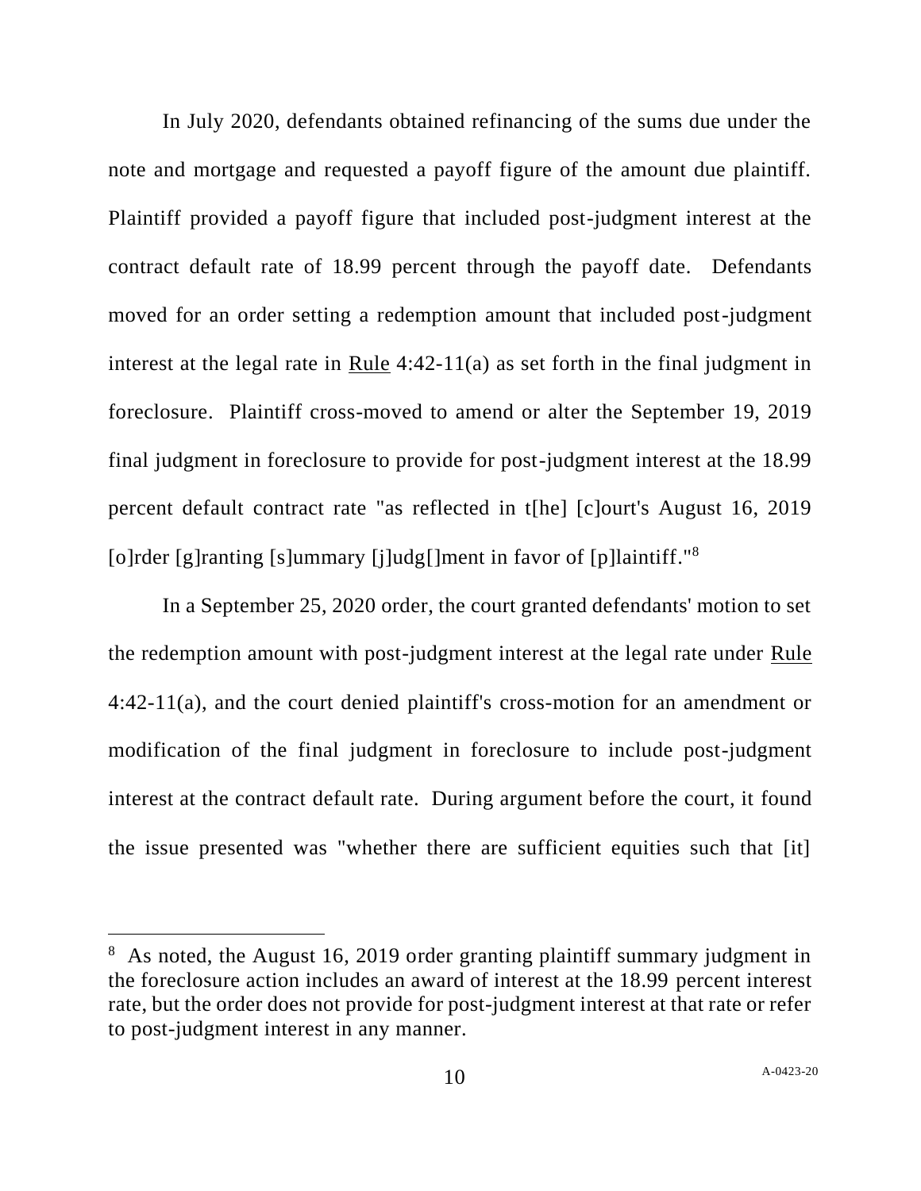In July 2020, defendants obtained refinancing of the sums due under the note and mortgage and requested a payoff figure of the amount due plaintiff. Plaintiff provided a payoff figure that included post-judgment interest at the contract default rate of 18.99 percent through the payoff date. Defendants moved for an order setting a redemption amount that included post-judgment interest at the legal rate in Rule 4:42-11(a) as set forth in the final judgment in foreclosure. Plaintiff cross-moved to amend or alter the September 19, 2019 final judgment in foreclosure to provide for post-judgment interest at the 18.99 percent default contract rate "as reflected in t[he] [c]ourt's August 16, 2019 [o]rder [g]ranting [s]ummary [j]udg[]ment in favor of [p]laintiff."[8]

In a September 25, 2020 order, the court granted defendants' motion to set the redemption amount with post-judgment interest at the legal rate under Rule 4:42-11(a), and the court denied plaintiff's cross-motion for an amendment or modification of the final judgment in foreclosure to include post-judgment interest at the contract default rate. During argument before the court, it found the issue presented was "whether there are sufficient equities such that [it]

---

[8] As noted, the August 16, 2019 order granting plaintiff summary judgment in the foreclosure action includes an award of interest at the 18.99 percent interest rate, but the order does not provide for post-judgment interest at that rate or refer to post-judgment interest in any manner.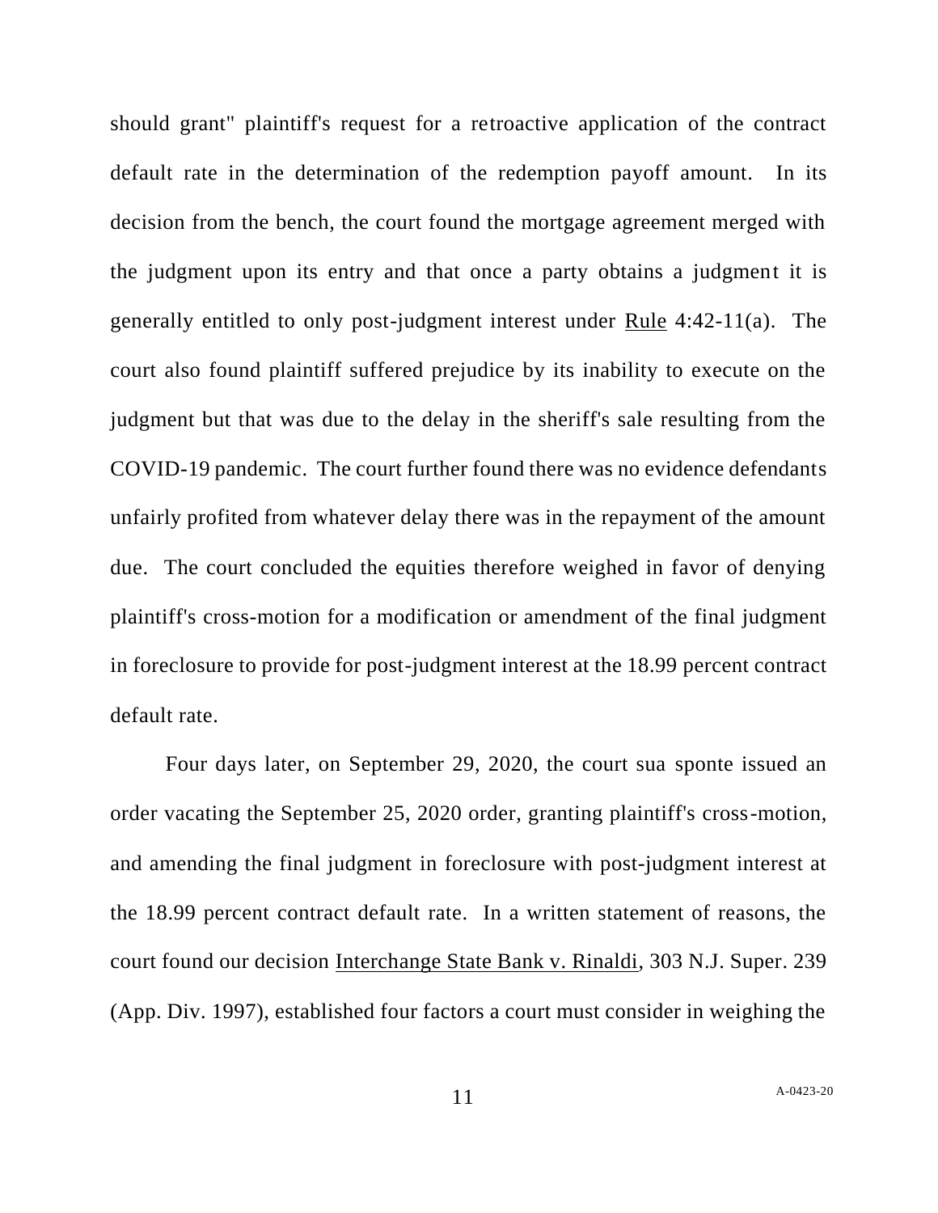should grant" plaintiff's request for a retroactive application of the contract default rate in the determination of the redemption payoff amount. In its decision from the bench, the court found the mortgage agreement merged with the judgment upon its entry and that once a party obtains a judgment it is generally entitled to only post-judgment interest under Rule 4:42-11(a). The court also found plaintiff suffered prejudice by its inability to execute on the judgment but that was due to the delay in the sheriff's sale resulting from the COVID-19 pandemic. The court further found there was no evidence defendants unfairly profited from whatever delay there was in the repayment of the amount due. The court concluded the equities therefore weighed in favor of denying plaintiff's cross-motion for a modification or amendment of the final judgment in foreclosure to provide for post-judgment interest at the 18.99 percent contract default rate.

Four days later, on September 29, 2020, the court sua sponte issued an order vacating the September 25, 2020 order, granting plaintiff's cross-motion, and amending the final judgment in foreclosure with post-judgment interest at the 18.99 percent contract default rate. In a written statement of reasons, the court found our decision Interchange State Bank v. Rinaldi, 303 N.J. Super. 239 (App. Div. 1997), established four factors a court must consider in weighing the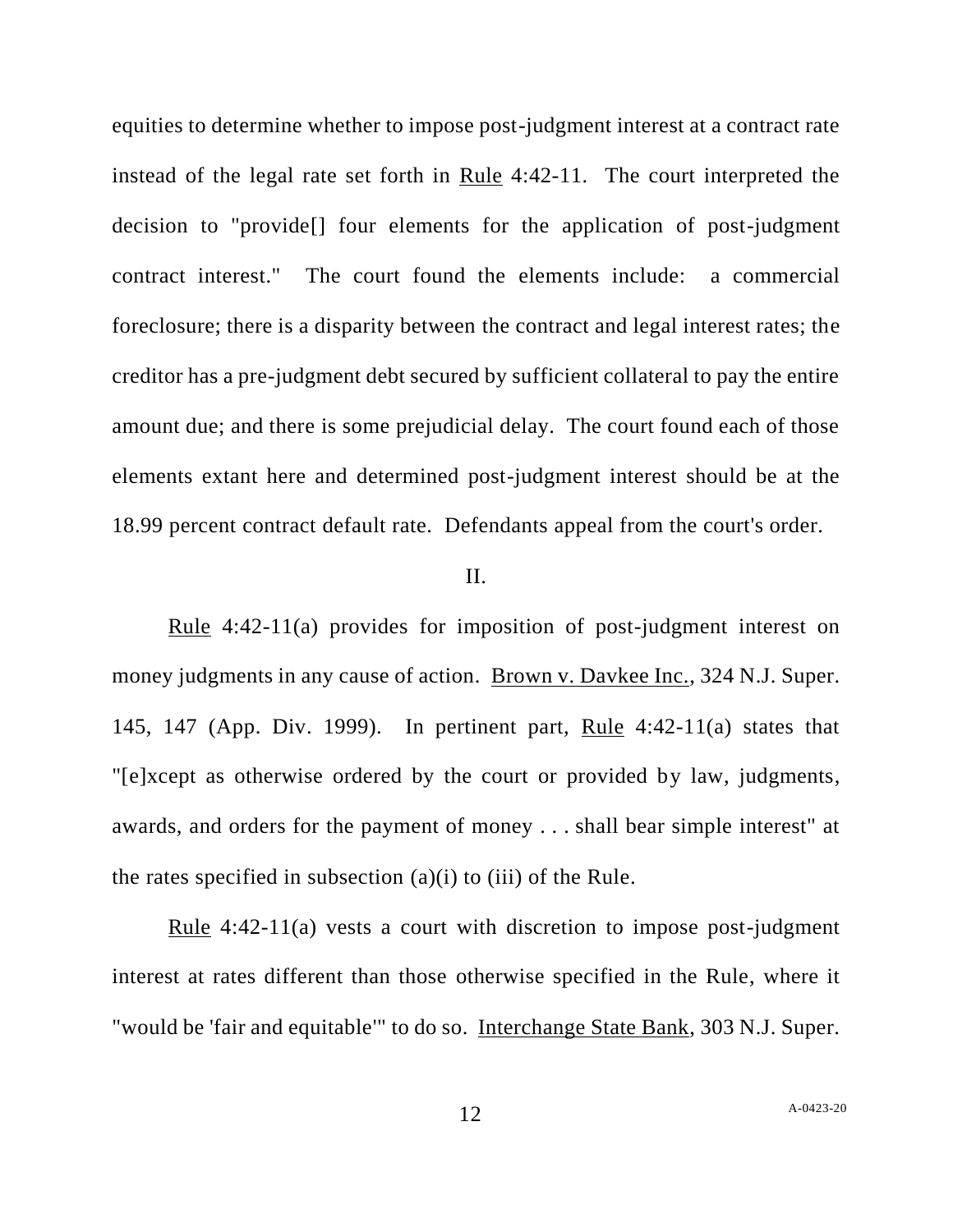equities to determine whether to impose post-judgment interest at a contract rate instead of the legal rate set forth in Rule 4:42-11. The court interpreted the decision to "provide[] four elements for the application of post-judgment contract interest." The court found the elements include: a commercial foreclosure; there is a disparity between the contract and legal interest rates; the creditor has a pre-judgment debt secured by sufficient collateral to pay the entire amount due; and there is some prejudicial delay. The court found each of those elements extant here and determined post-judgment interest should be at the 18.99 percent contract default rate. Defendants appeal from the court's order.

II.

Rule 4:42-11(a) provides for imposition of post-judgment interest on money judgments in any cause of action. Brown v. Davkee Inc., 324 N.J. Super. 145, 147 (App. Div. 1999). In pertinent part, Rule 4:42-11(a) states that "[e]xcept as otherwise ordered by the court or provided by law, judgments, awards, and orders for the payment of money . . . shall bear simple interest" at the rates specified in subsection (a)(i) to (iii) of the Rule.

Rule 4:42-11(a) vests a court with discretion to impose post-judgment interest at rates different than those otherwise specified in the Rule, where it "would be 'fair and equitable'" to do so. Interchange State Bank, 303 N.J. Super.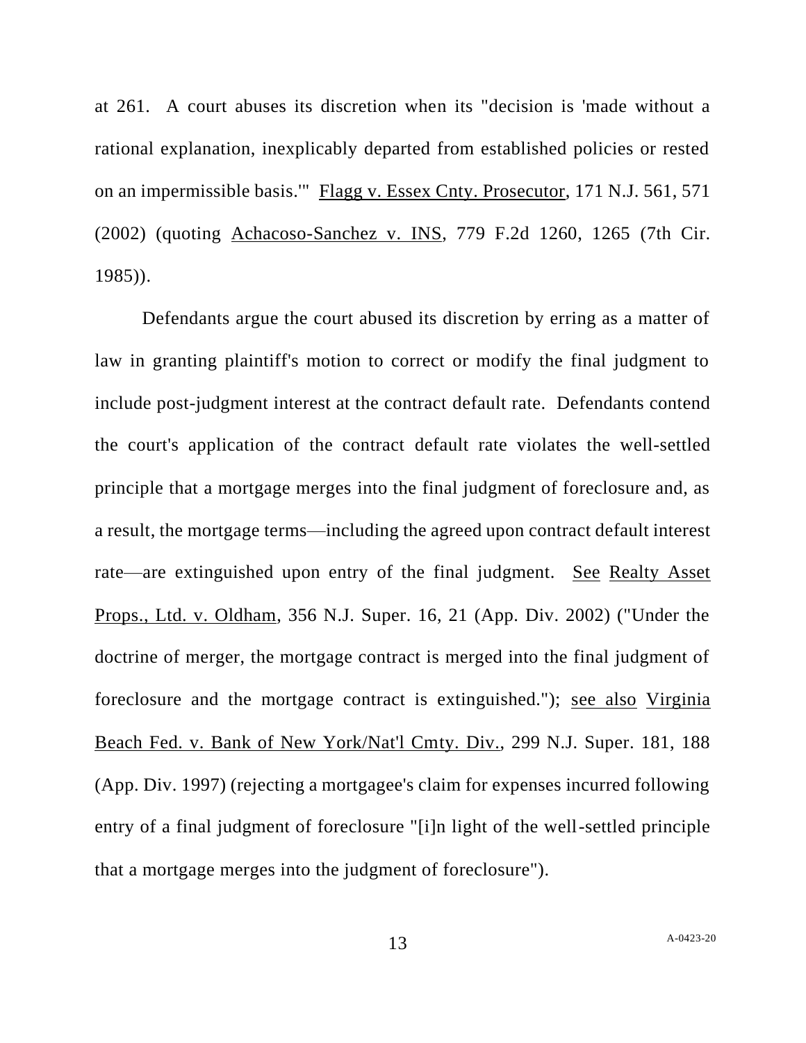at 261. A court abuses its discretion when its "decision is 'made without a rational explanation, inexplicably departed from established policies or rested on an impermissible basis.'" Flagg v. Essex Cnty. Prosecutor, 171 N.J. 561, 571 (2002) (quoting Achacoso-Sanchez v. INS, 779 F.2d 1260, 1265 (7th Cir. 1985)).

Defendants argue the court abused its discretion by erring as a matter of law in granting plaintiff's motion to correct or modify the final judgment to include post-judgment interest at the contract default rate. Defendants contend the court's application of the contract default rate violates the well-settled principle that a mortgage merges into the final judgment of foreclosure and, as a result, the mortgage terms—including the agreed upon contract default interest rate—are extinguished upon entry of the final judgment. See Realty Asset Props., Ltd. v. Oldham, 356 N.J. Super. 16, 21 (App. Div. 2002) ("Under the doctrine of merger, the mortgage contract is merged into the final judgment of foreclosure and the mortgage contract is extinguished."); see also Virginia Beach Fed. v. Bank of New York/Nat'l Cmty. Div., 299 N.J. Super. 181, 188 (App. Div. 1997) (rejecting a mortgagee's claim for expenses incurred following entry of a final judgment of foreclosure "[i]n light of the well-settled principle that a mortgage merges into the judgment of foreclosure").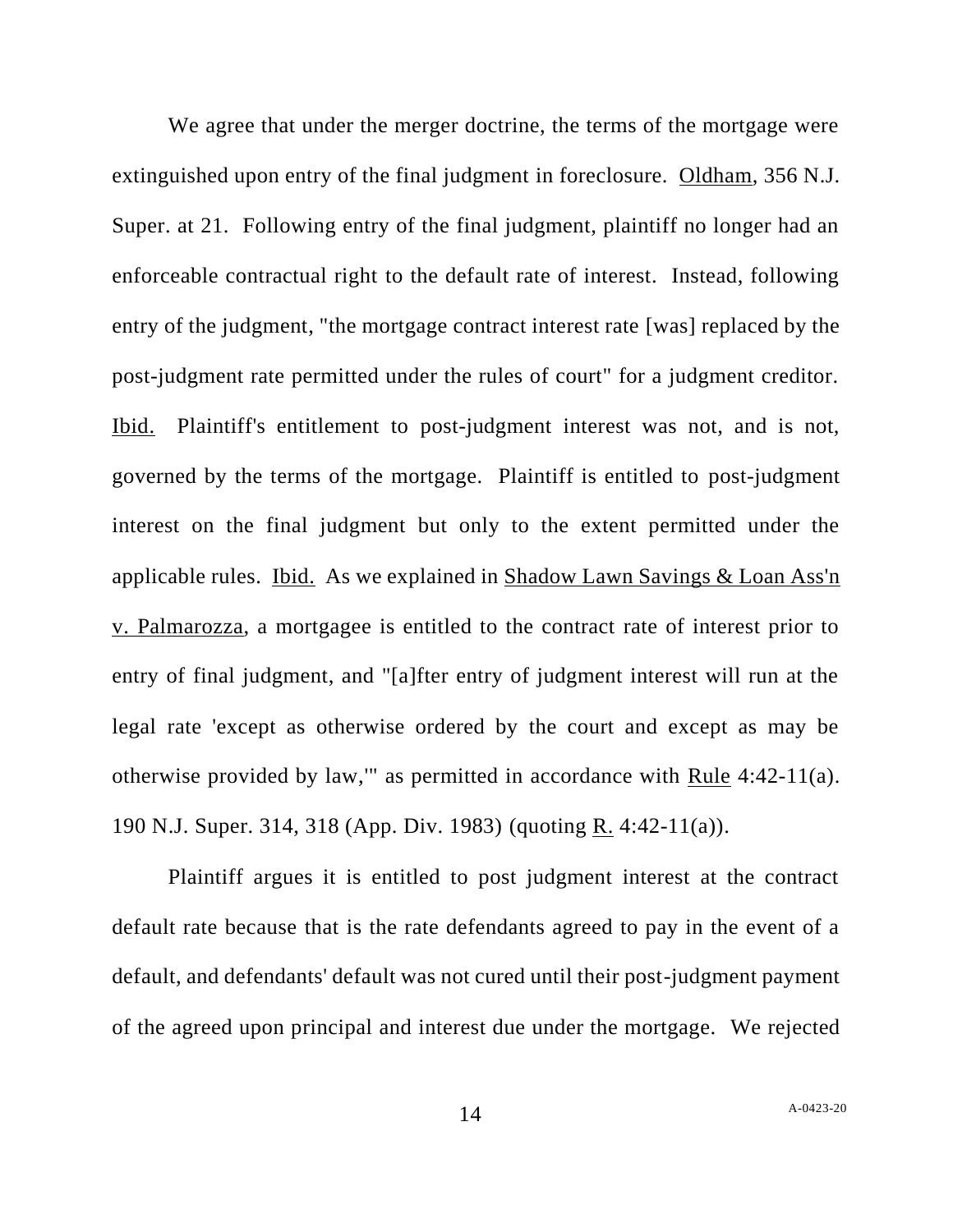We agree that under the merger doctrine, the terms of the mortgage were extinguished upon entry of the final judgment in foreclosure. Oldham, 356 N.J. Super. at 21. Following entry of the final judgment, plaintiff no longer had an enforceable contractual right to the default rate of interest. Instead, following entry of the judgment, "the mortgage contract interest rate [was] replaced by the post-judgment rate permitted under the rules of court" for a judgment creditor. Ibid. Plaintiff's entitlement to post-judgment interest was not, and is not, governed by the terms of the mortgage. Plaintiff is entitled to post-judgment interest on the final judgment but only to the extent permitted under the applicable rules. Ibid. As we explained in Shadow Lawn Savings & Loan Ass'n v. Palmarozza, a mortgagee is entitled to the contract rate of interest prior to entry of final judgment, and "[a]fter entry of judgment interest will run at the legal rate 'except as otherwise ordered by the court and except as may be otherwise provided by law,'" as permitted in accordance with Rule 4:42-11(a). 190 N.J. Super. 314, 318 (App. Div. 1983) (quoting R. 4:42-11(a)).

Plaintiff argues it is entitled to post judgment interest at the contract default rate because that is the rate defendants agreed to pay in the event of a default, and defendants' default was not cured until their post-judgment payment of the agreed upon principal and interest due under the mortgage. We rejected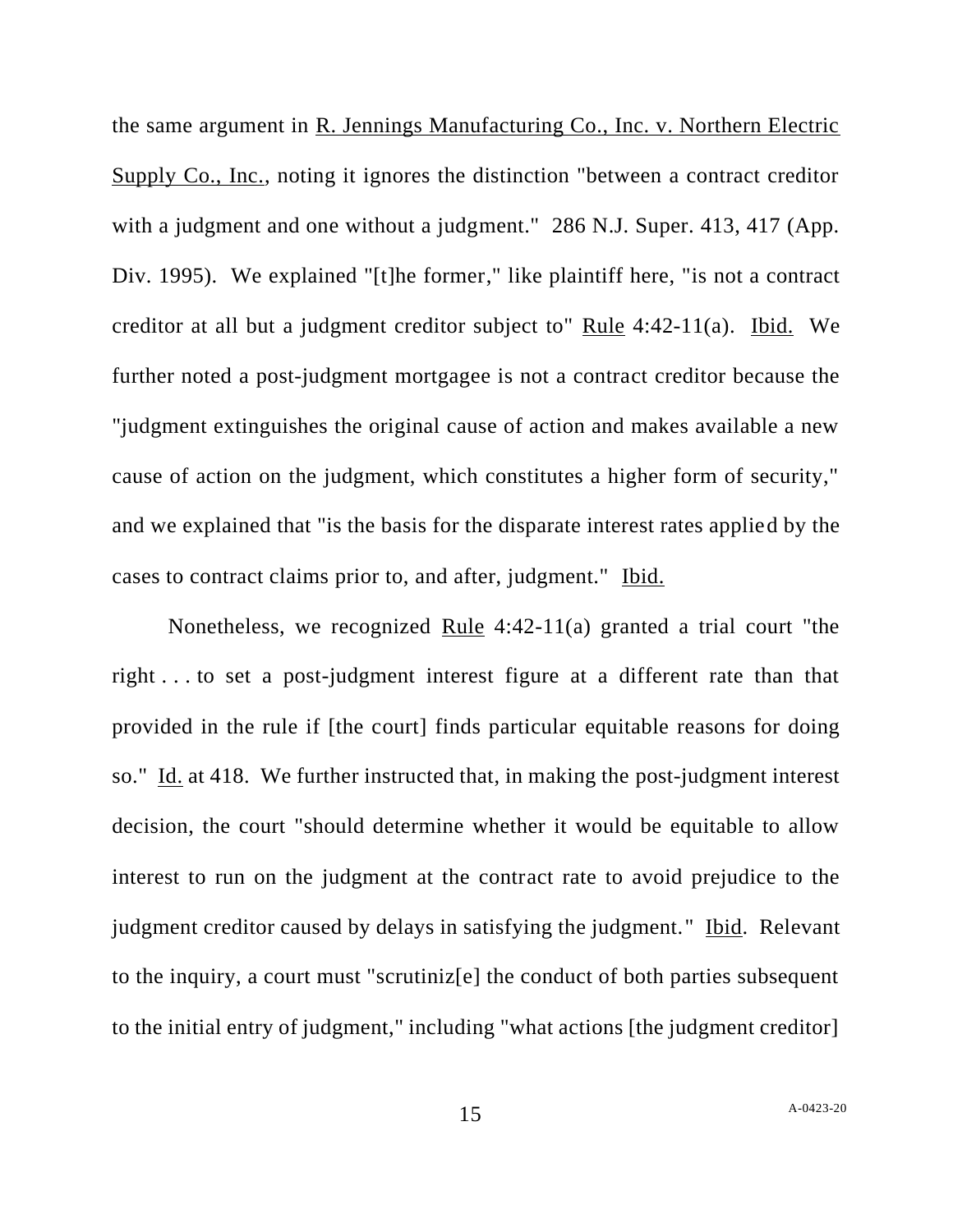the same argument in R. Jennings Manufacturing Co., Inc. v. Northern Electric Supply Co., Inc., noting it ignores the distinction "between a contract creditor with a judgment and one without a judgment." 286 N.J. Super. 413, 417 (App. Div. 1995). We explained "[t]he former," like plaintiff here, "is not a contract creditor at all but a judgment creditor subject to" Rule 4:42-11(a). Ibid. We further noted a post-judgment mortgagee is not a contract creditor because the "judgment extinguishes the original cause of action and makes available a new cause of action on the judgment, which constitutes a higher form of security," and we explained that "is the basis for the disparate interest rates applied by the cases to contract claims prior to, and after, judgment." Ibid.

Nonetheless, we recognized Rule 4:42-11(a) granted a trial court "the right . . . to set a post-judgment interest figure at a different rate than that provided in the rule if [the court] finds particular equitable reasons for doing so." Id. at 418. We further instructed that, in making the post-judgment interest decision, the court "should determine whether it would be equitable to allow interest to run on the judgment at the contract rate to avoid prejudice to the judgment creditor caused by delays in satisfying the judgment." Ibid. Relevant to the inquiry, a court must "scrutiniz[e] the conduct of both parties subsequent to the initial entry of judgment," including "what actions [the judgment creditor]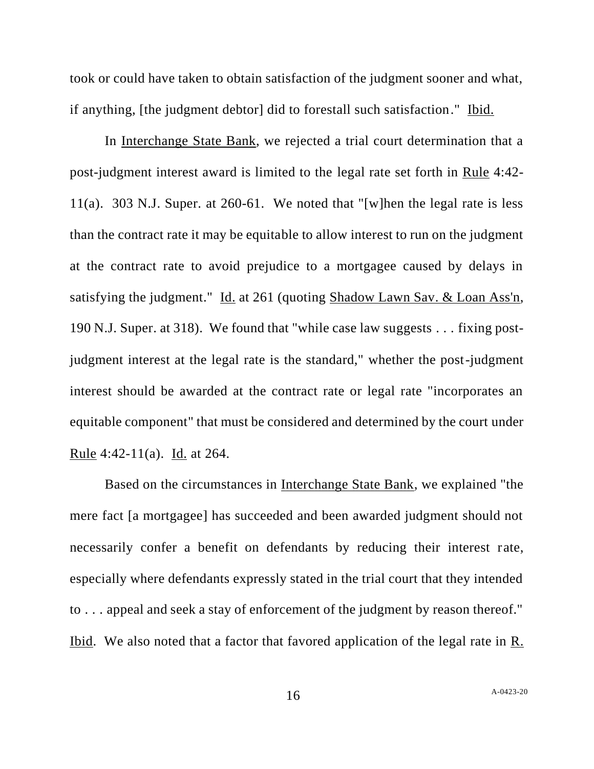took or could have taken to obtain satisfaction of the judgment sooner and what, if anything, [the judgment debtor] did to forestall such satisfaction." Ibid.

In Interchange State Bank, we rejected a trial court determination that a post-judgment interest award is limited to the legal rate set forth in Rule 4:42-11(a). 303 N.J. Super. at 260-61. We noted that "[w]hen the legal rate is less than the contract rate it may be equitable to allow interest to run on the judgment at the contract rate to avoid prejudice to a mortgagee caused by delays in satisfying the judgment." Id. at 261 (quoting Shadow Lawn Sav. & Loan Ass'n, 190 N.J. Super. at 318). We found that "while case law suggests . . . fixing post-judgment interest at the legal rate is the standard," whether the post-judgment interest should be awarded at the contract rate or legal rate "incorporates an equitable component" that must be considered and determined by the court under Rule 4:42-11(a). Id. at 264.

Based on the circumstances in Interchange State Bank, we explained "the mere fact [a mortgagee] has succeeded and been awarded judgment should not necessarily confer a benefit on defendants by reducing their interest rate, especially where defendants expressly stated in the trial court that they intended to . . . appeal and seek a stay of enforcement of the judgment by reason thereof." Ibid. We also noted that a factor that favored application of the legal rate in R.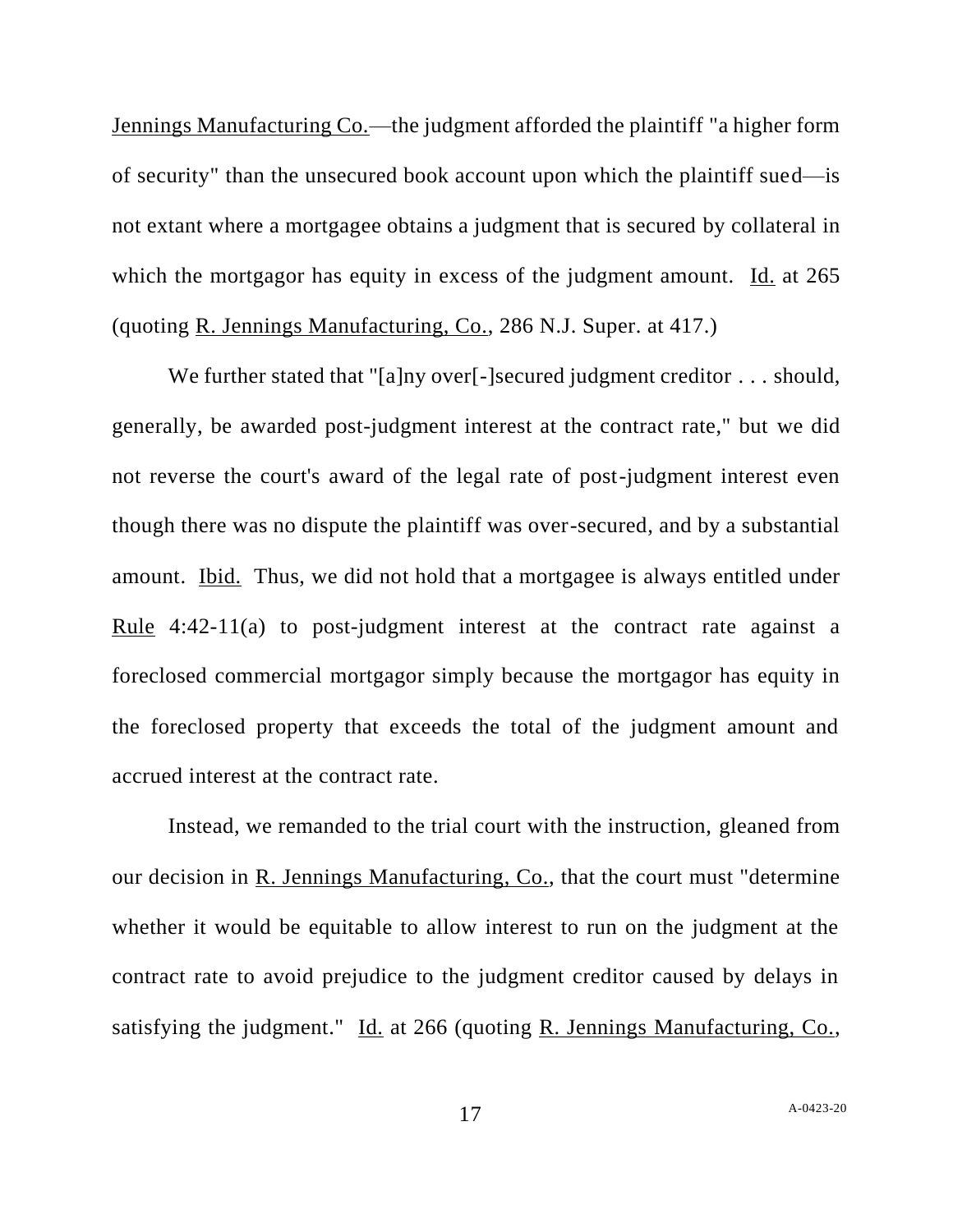Jennings Manufacturing Co.—the judgment afforded the plaintiff "a higher form of security" than the unsecured book account upon which the plaintiff sued—is not extant where a mortgagee obtains a judgment that is secured by collateral in which the mortgagor has equity in excess of the judgment amount. Id. at 265 (quoting R. Jennings Manufacturing, Co., 286 N.J. Super. at 417.)

We further stated that "[a]ny over[-]secured judgment creditor . . . should, generally, be awarded post-judgment interest at the contract rate," but we did not reverse the court's award of the legal rate of post-judgment interest even though there was no dispute the plaintiff was over-secured, and by a substantial amount. Ibid. Thus, we did not hold that a mortgagee is always entitled under Rule 4:42-11(a) to post-judgment interest at the contract rate against a foreclosed commercial mortgagor simply because the mortgagor has equity in the foreclosed property that exceeds the total of the judgment amount and accrued interest at the contract rate.

Instead, we remanded to the trial court with the instruction, gleaned from our decision in R. Jennings Manufacturing, Co., that the court must "determine whether it would be equitable to allow interest to run on the judgment at the contract rate to avoid prejudice to the judgment creditor caused by delays in satisfying the judgment." Id. at 266 (quoting R. Jennings Manufacturing, Co.,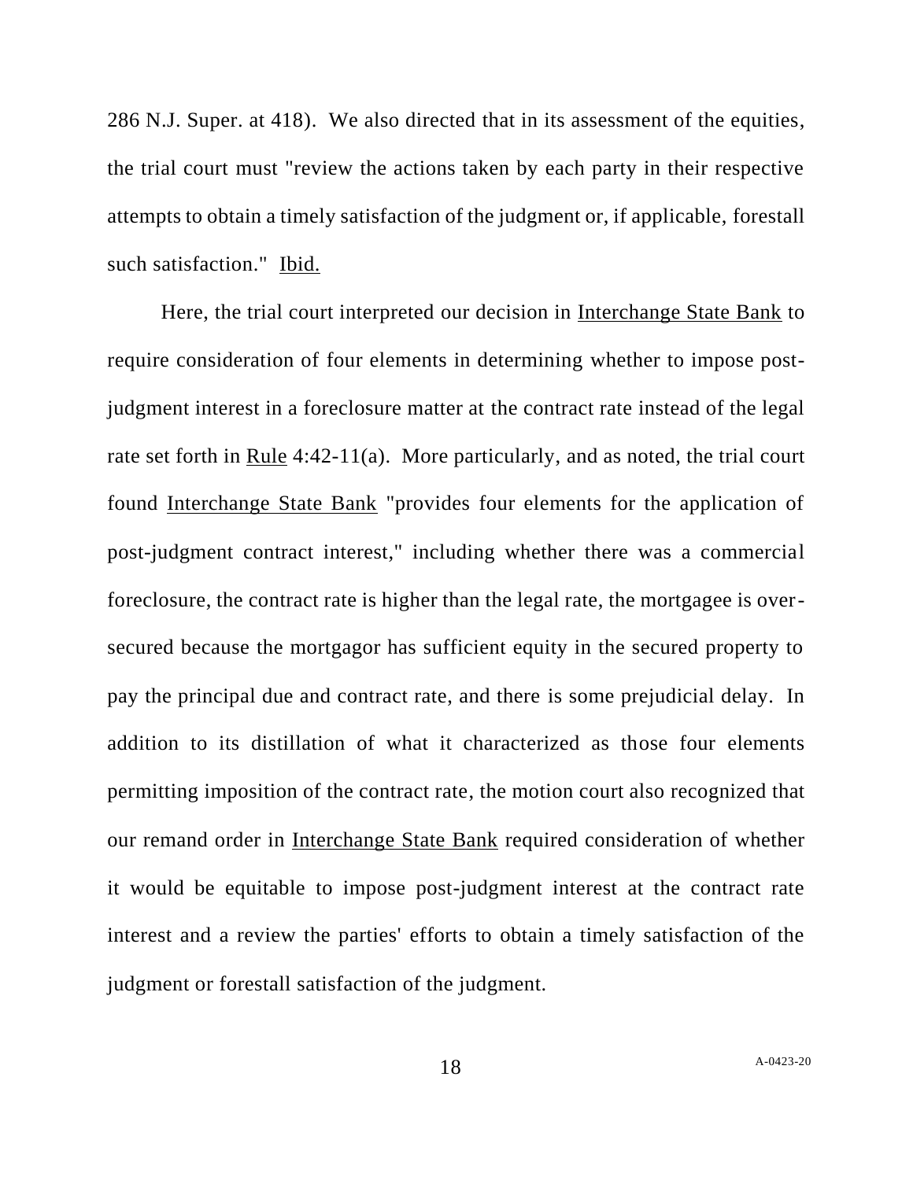286 N.J. Super. at 418). We also directed that in its assessment of the equities, the trial court must "review the actions taken by each party in their respective attempts to obtain a timely satisfaction of the judgment or, if applicable, forestall such satisfaction." Ibid.

Here, the trial court interpreted our decision in Interchange State Bank to require consideration of four elements in determining whether to impose post-judgment interest in a foreclosure matter at the contract rate instead of the legal rate set forth in Rule 4:42-11(a). More particularly, and as noted, the trial court found Interchange State Bank "provides four elements for the application of post-judgment contract interest," including whether there was a commercial foreclosure, the contract rate is higher than the legal rate, the mortgagee is over-secured because the mortgagor has sufficient equity in the secured property to pay the principal due and contract rate, and there is some prejudicial delay. In addition to its distillation of what it characterized as those four elements permitting imposition of the contract rate, the motion court also recognized that our remand order in Interchange State Bank required consideration of whether it would be equitable to impose post-judgment interest at the contract rate interest and a review the parties' efforts to obtain a timely satisfaction of the judgment or forestall satisfaction of the judgment.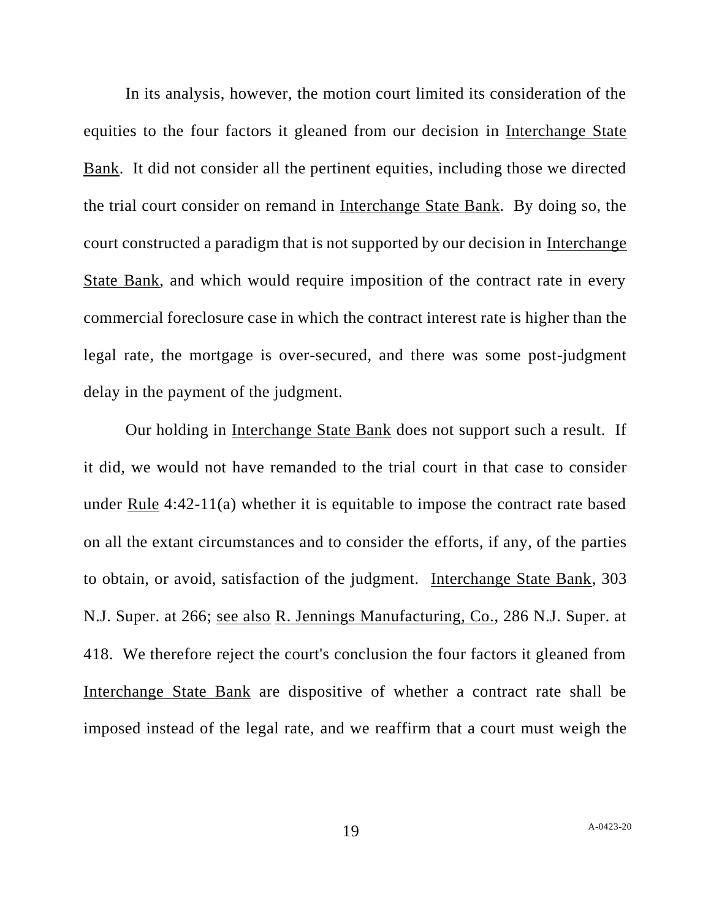In its analysis, however, the motion court limited its consideration of the equities to the four factors it gleaned from our decision in Interchange State Bank. It did not consider all the pertinent equities, including those we directed the trial court consider on remand in Interchange State Bank. By doing so, the court constructed a paradigm that is not supported by our decision in Interchange State Bank, and which would require imposition of the contract rate in every commercial foreclosure case in which the contract interest rate is higher than the legal rate, the mortgage is over-secured, and there was some post-judgment delay in the payment of the judgment.

Our holding in Interchange State Bank does not support such a result. If it did, we would not have remanded to the trial court in that case to consider under Rule 4:42-11(a) whether it is equitable to impose the contract rate based on all the extant circumstances and to consider the efforts, if any, of the parties to obtain, or avoid, satisfaction of the judgment. Interchange State Bank, 303 N.J. Super. at 266; see also R. Jennings Manufacturing, Co., 286 N.J. Super. at 418. We therefore reject the court's conclusion the four factors it gleaned from Interchange State Bank are dispositive of whether a contract rate shall be imposed instead of the legal rate, and we reaffirm that a court must weigh the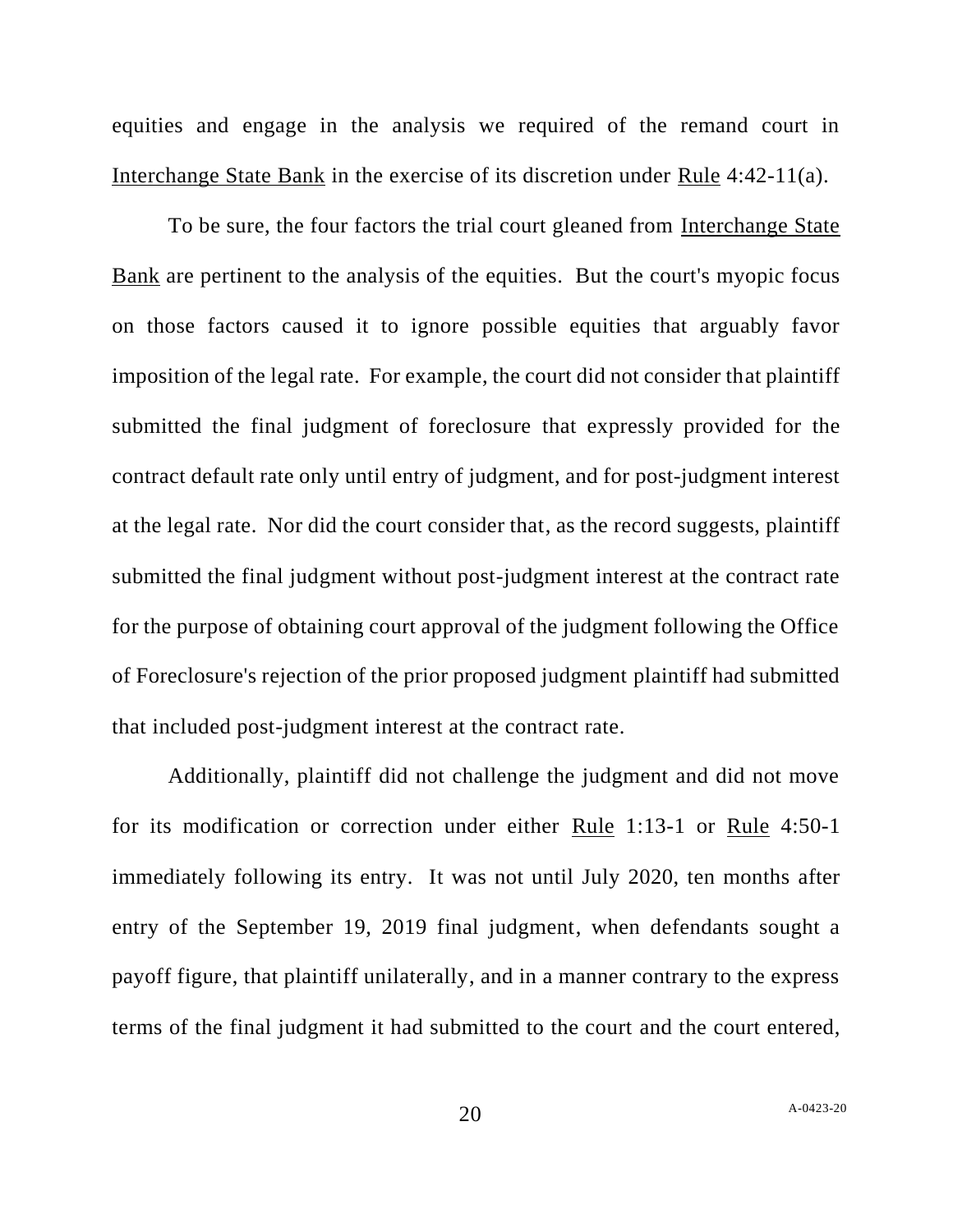equities and engage in the analysis we required of the remand court in <u>Interchange State Bank</u> in the exercise of its discretion under <u>Rule</u> 4:42-11(a).

To be sure, the four factors the trial court gleaned from <u>Interchange State Bank</u> are pertinent to the analysis of the equities. But the court's myopic focus on those factors caused it to ignore possible equities that arguably favor imposition of the legal rate. For example, the court did not consider that plaintiff submitted the final judgment of foreclosure that expressly provided for the contract default rate only until entry of judgment, and for post-judgment interest at the legal rate. Nor did the court consider that, as the record suggests, plaintiff submitted the final judgment without post-judgment interest at the contract rate for the purpose of obtaining court approval of the judgment following the Office of Foreclosure's rejection of the prior proposed judgment plaintiff had submitted that included post-judgment interest at the contract rate.

Additionally, plaintiff did not challenge the judgment and did not move for its modification or correction under either <u>Rule</u> 1:13-1 or <u>Rule</u> 4:50-1 immediately following its entry. It was not until July 2020, ten months after entry of the September 19, 2019 final judgment, when defendants sought a payoff figure, that plaintiff unilaterally, and in a manner contrary to the express terms of the final judgment it had submitted to the court and the court entered,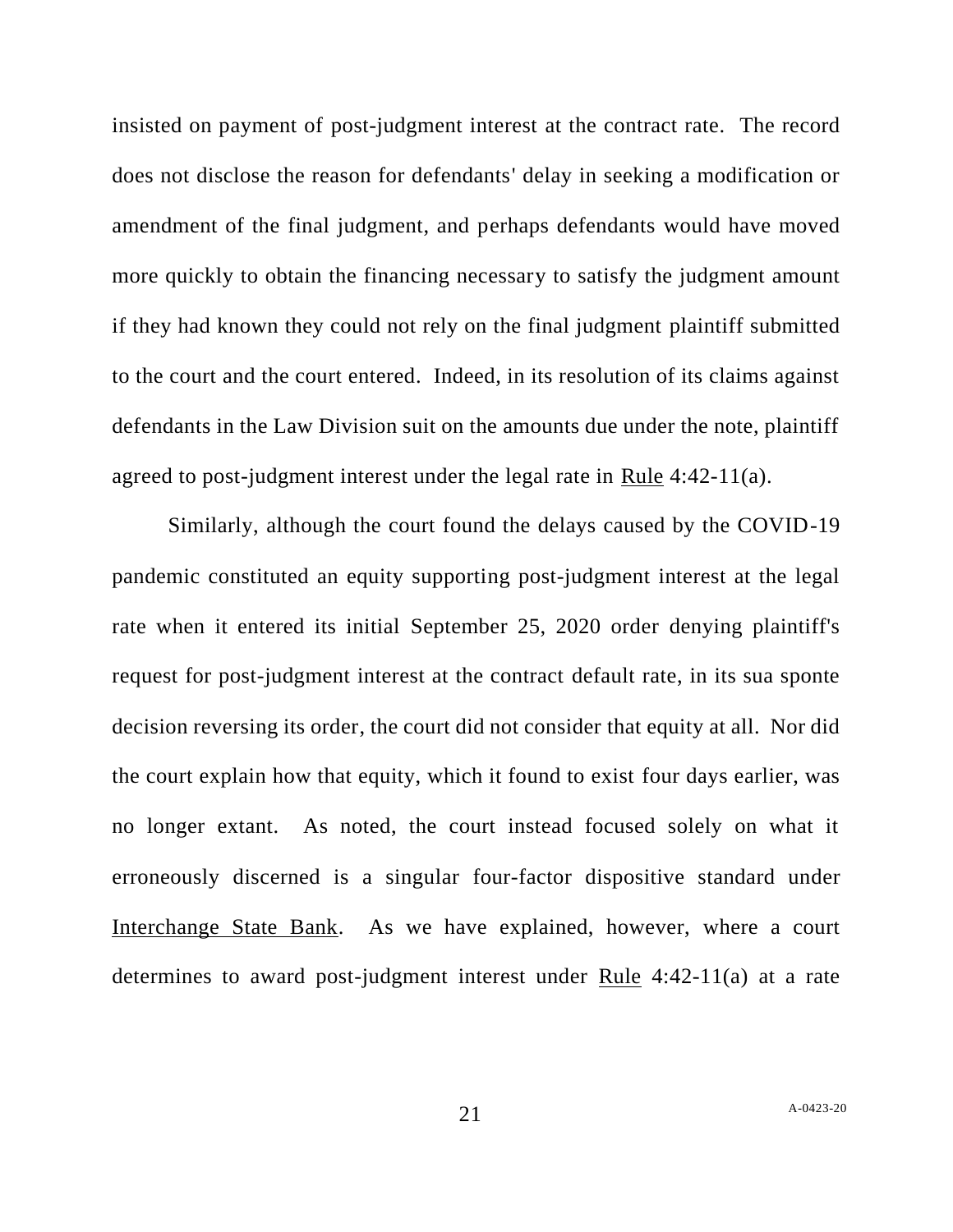insisted on payment of post-judgment interest at the contract rate. The record does not disclose the reason for defendants' delay in seeking a modification or amendment of the final judgment, and perhaps defendants would have moved more quickly to obtain the financing necessary to satisfy the judgment amount if they had known they could not rely on the final judgment plaintiff submitted to the court and the court entered. Indeed, in its resolution of its claims against defendants in the Law Division suit on the amounts due under the note, plaintiff agreed to post-judgment interest under the legal rate in Rule 4:42-11(a).

Similarly, although the court found the delays caused by the COVID-19 pandemic constituted an equity supporting post-judgment interest at the legal rate when it entered its initial September 25, 2020 order denying plaintiff's request for post-judgment interest at the contract default rate, in its sua sponte decision reversing its order, the court did not consider that equity at all. Nor did the court explain how that equity, which it found to exist four days earlier, was no longer extant. As noted, the court instead focused solely on what it erroneously discerned is a singular four-factor dispositive standard under Interchange State Bank. As we have explained, however, where a court determines to award post-judgment interest under Rule 4:42-11(a) at a rate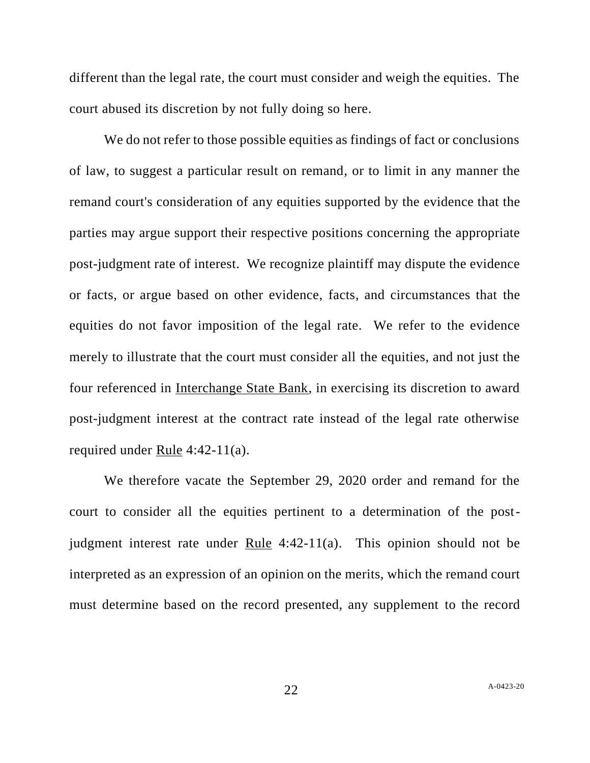different than the legal rate, the court must consider and weigh the equities. The court abused its discretion by not fully doing so here.

We do not refer to those possible equities as findings of fact or conclusions of law, to suggest a particular result on remand, or to limit in any manner the remand court's consideration of any equities supported by the evidence that the parties may argue support their respective positions concerning the appropriate post-judgment rate of interest. We recognize plaintiff may dispute the evidence or facts, or argue based on other evidence, facts, and circumstances that the equities do not favor imposition of the legal rate. We refer to the evidence merely to illustrate that the court must consider all the equities, and not just the four referenced in Interchange State Bank, in exercising its discretion to award post-judgment interest at the contract rate instead of the legal rate otherwise required under Rule 4:42-11(a).

We therefore vacate the September 29, 2020 order and remand for the court to consider all the equities pertinent to a determination of the post-judgment interest rate under Rule 4:42-11(a). This opinion should not be interpreted as an expression of an opinion on the merits, which the remand court must determine based on the record presented, any supplement to the record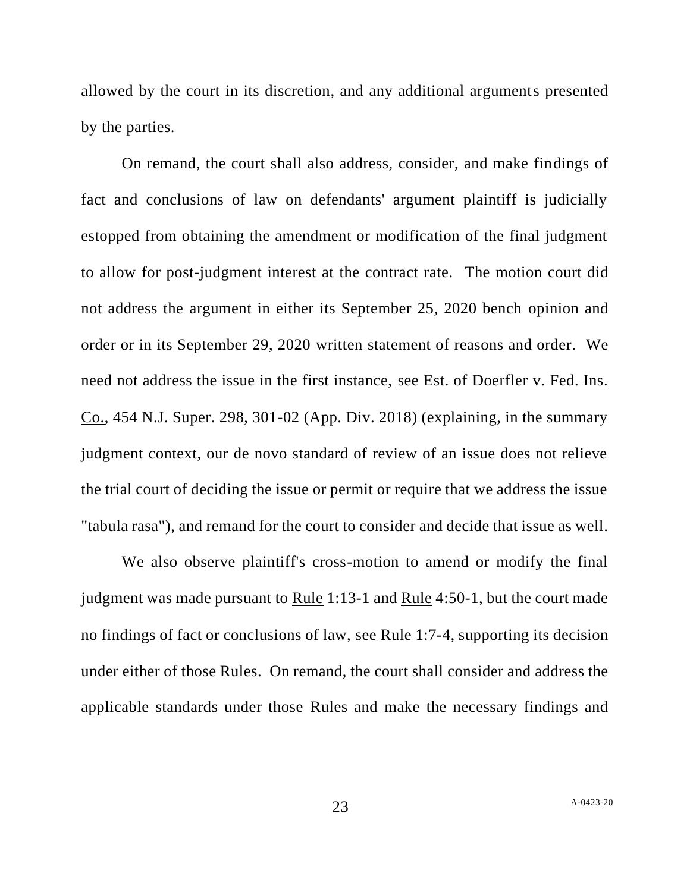allowed by the court in its discretion, and any additional arguments presented by the parties.

On remand, the court shall also address, consider, and make findings of fact and conclusions of law on defendants' argument plaintiff is judicially estopped from obtaining the amendment or modification of the final judgment to allow for post-judgment interest at the contract rate. The motion court did not address the argument in either its September 25, 2020 bench opinion and order or in its September 29, 2020 written statement of reasons and order. We need not address the issue in the first instance, see Est. of Doerfler v. Fed. Ins. Co., 454 N.J. Super. 298, 301-02 (App. Div. 2018) (explaining, in the summary judgment context, our de novo standard of review of an issue does not relieve the trial court of deciding the issue or permit or require that we address the issue "tabula rasa"), and remand for the court to consider and decide that issue as well.

We also observe plaintiff's cross-motion to amend or modify the final judgment was made pursuant to Rule 1:13-1 and Rule 4:50-1, but the court made no findings of fact or conclusions of law, see Rule 1:7-4, supporting its decision under either of those Rules. On remand, the court shall consider and address the applicable standards under those Rules and make the necessary findings and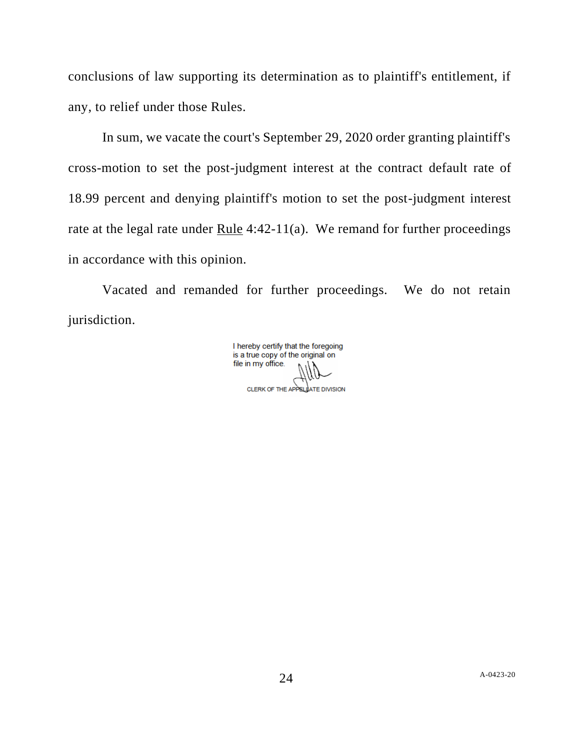conclusions of law supporting its determination as to plaintiff's entitlement, if any, to relief under those Rules.

In sum, we vacate the court's September 29, 2020 order granting plaintiff's cross-motion to set the post-judgment interest at the contract default rate of 18.99 percent and denying plaintiff's motion to set the post-judgment interest rate at the legal rate under Rule 4:42-11(a). We remand for further proceedings in accordance with this opinion.

Vacated and remanded for further proceedings. We do not retain jurisdiction.

I hereby certify that the foregoing is a true copy of the original on file in my office.

CLERK OF THE APPELLATE DIVISION